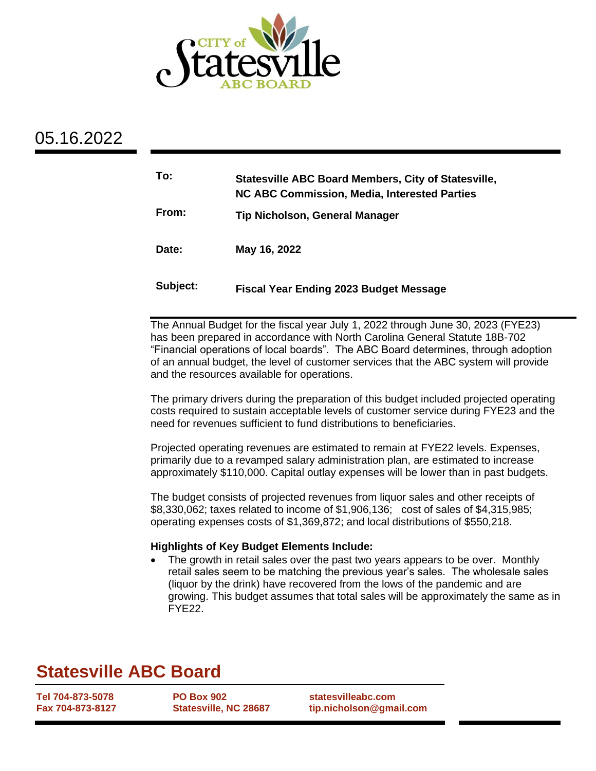05.16.2022

**To:** **Statesville ABC Board Members, City of Statesville, NC ABC Commission, Media, Interested Parties**

**From:** **Tip Nicholson, General Manager**

**Date:** **May 16, 2022**

**Subject:** **Fiscal Year Ending 2023 Budget Message**

The Annual Budget for the fiscal year July 1, 2022 through June 30, 2023 (FYE23) has been prepared in accordance with North Carolina General Statute 18B-702 "Financial operations of local boards". The ABC Board determines, through adoption of an annual budget, the level of customer services that the ABC system will provide and the resources available for operations.

The primary drivers during the preparation of this budget included projected operating costs required to sustain acceptable levels of customer service during FYE23 and the need for revenues sufficient to fund distributions to beneficiaries.

Projected operating revenues are estimated to remain at FYE22 levels. Expenses, primarily due to a revamped salary administration plan, are estimated to increase approximately $110,000. Capital outlay expenses will be lower than in past budgets.

The budget consists of projected revenues from liquor sales and other receipts of $8,330,062; taxes related to income of $1,906,136; cost of sales of $4,315,985; operating expenses costs of $1,369,872; and local distributions of $550,218.

**Highlights of Key Budget Elements Include:**

- The growth in retail sales over the past two years appears to be over. Monthly retail sales seem to be matching the previous year's sales. The wholesale sales (liquor by the drink) have recovered from the lows of the pandemic and are growing. This budget assumes that total sales will be approximately the same as in FYE22.

## Statesville ABC Board

| | | |
|---|---|---|
| **Tel 704-873-5078** | **PO Box 902** | **statesvilleabc.com** |
| **Fax 704-873-8127** | **Statesville, NC 28687** | **tip.nicholson@gmail.com** |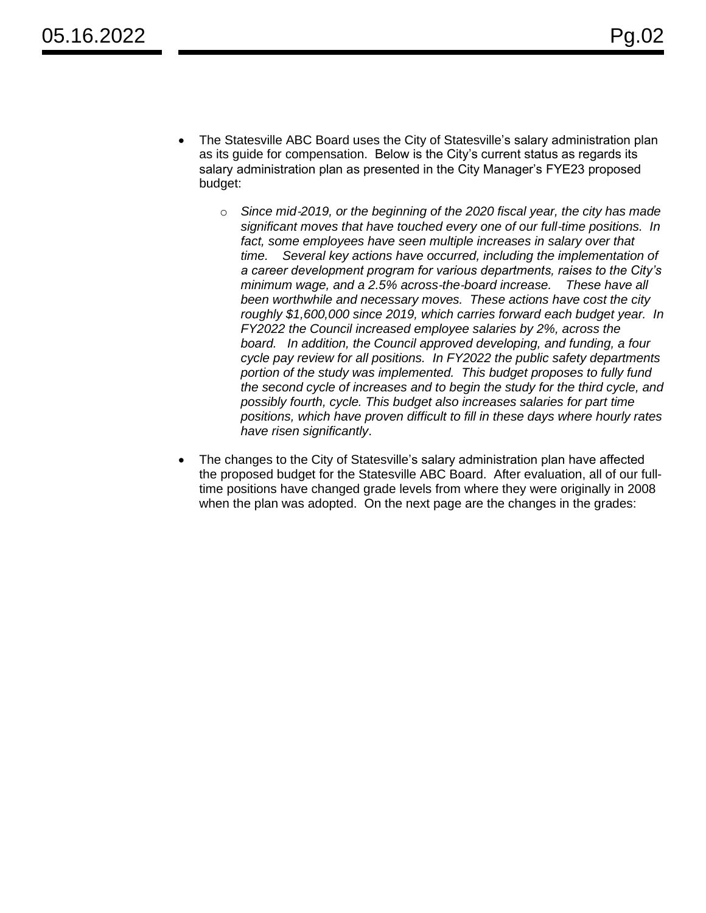- The Statesville ABC Board uses the City of Statesville's salary administration plan as its guide for compensation. Below is the City's current status as regards its salary administration plan as presented in the City Manager's FYE23 proposed budget:

    - *Since mid-2019, or the beginning of the 2020 fiscal year, the city has made significant moves that have touched every one of our full-time positions. In fact, some employees have seen multiple increases in salary over that time. Several key actions have occurred, including the implementation of a career development program for various departments, raises to the City's minimum wage, and a 2.5% across-the-board increase. These have all been worthwhile and necessary moves. These actions have cost the city roughly $1,600,000 since 2019, which carries forward each budget year. In FY2022 the Council increased employee salaries by 2%, across the board. In addition, the Council approved developing, and funding, a four cycle pay review for all positions. In FY2022 the public safety departments portion of the study was implemented. This budget proposes to fully fund the second cycle of increases and to begin the study for the third cycle, and possibly fourth, cycle. This budget also increases salaries for part time positions, which have proven difficult to fill in these days where hourly rates have risen significantly*.

- The changes to the City of Statesville's salary administration plan have affected the proposed budget for the Statesville ABC Board. After evaluation, all of our full-time positions have changed grade levels from where they were originally in 2008 when the plan was adopted. On the next page are the changes in the grades: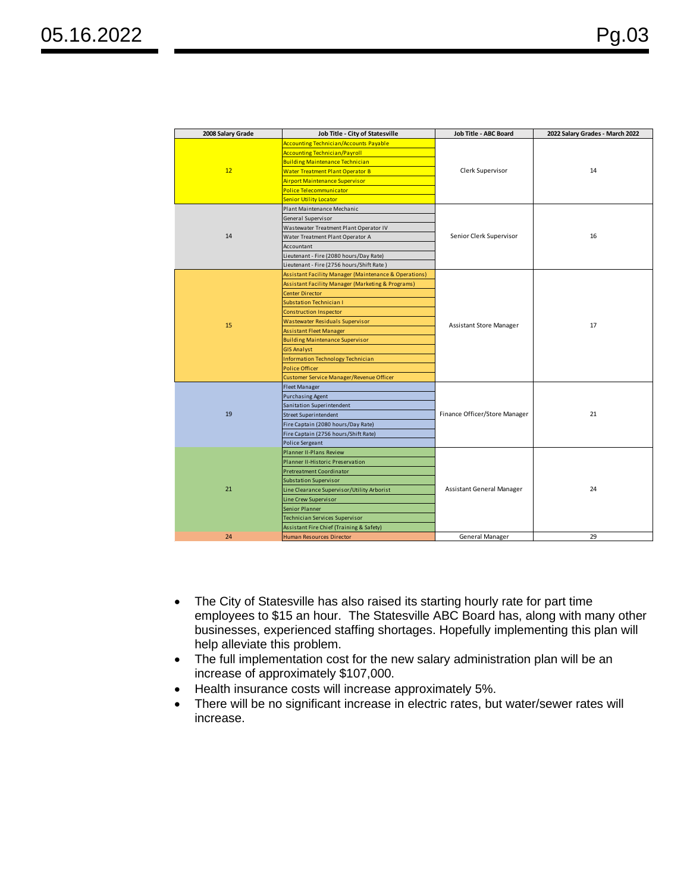| 2008 Salary Grade | Job Title - City of Statesville | Job Title - ABC Board | 2022 Salary Grades - March 2022 |
|---|---|---|---|
| 12 | Accounting Technician/Accounts Payable | Clerk Supervisor | 14 |
| | Accounting Technician/Payroll | | |
| | Building Maintenance Technician | | |
| | Water Treatment Plant Operator B | | |
| | Airport Maintenance Supervisor | | |
| | Police Telecommunicator | | |
| | Senior Utility Locator | | |
| 14 | Plant Maintenance Mechanic | Senior Clerk Supervisor | 16 |
| | General Supervisor | | |
| | Wastewater Treatment Plant Operator IV | | |
| | Water Treatment Plant Operator A | | |
| | Accountant | | |
| | Lieutenant - Fire (2080 hours/Day Rate) | | |
| | Lieutenant - Fire (2756 hours/Shift Rate ) | | |
| 15 | Assistant Facility Manager (Maintenance & Operations) | Assistant Store Manager | 17 |
| | Assistant Facility Manager (Marketing & Programs) | | |
| | Center Director | | |
| | Substation Technician I | | |
| | Construction Inspector | | |
| | Wastewater Residuals Supervisor | | |
| | Assistant Fleet Manager | | |
| | Building Maintenance Supervisor | | |
| | GIS Analyst | | |
| | Information Technology Technician | | |
| | Police Officer | | |
| | Customer Service Manager/Revenue Officer | | |
| 19 | Fleet Manager | Finance Officer/Store Manager | 21 |
| | Purchasing Agent | | |
| | Sanitation Superintendent | | |
| | Street Superintendent | | |
| | Fire Captain (2080 hours/Day Rate) | | |
| | Fire Captain (2756 hours/Shift Rate) | | |
| | Police Sergeant | | |
| 21 | Planner II-Plans Review | Assistant General Manager | 24 |
| | Planner II-Historic Preservation | | |
| | Pretreatment Coordinator | | |
| | Substation Supervisor | | |
| | Line Clearance Supervisor/Utility Arborist | | |
| | Line Crew Supervisor | | |
| | Senior Planner | | |
| | Technician Services Supervisor | | |
| | Assistant Fire Chief (Training & Safety) | | |
| 24 | Human Resources Director | General Manager | 29 |

- The City of Statesville has also raised its starting hourly rate for part time employees to $15 an hour. The Statesville ABC Board has, along with many other businesses, experienced staffing shortages. Hopefully implementing this plan will help alleviate this problem.
- The full implementation cost for the new salary administration plan will be an increase of approximately $107,000.
- Health insurance costs will increase approximately 5%.
- There will be no significant increase in electric rates, but water/sewer rates will increase.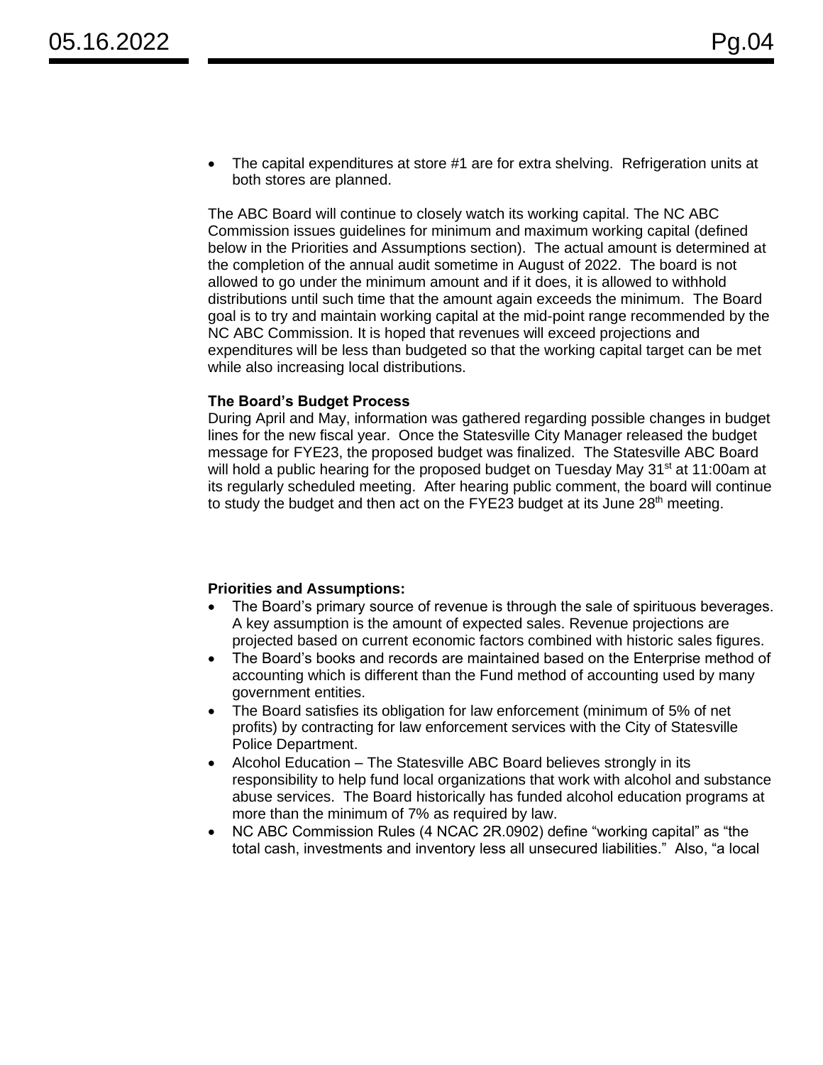- The capital expenditures at store #1 are for extra shelving. Refrigeration units at both stores are planned.

The ABC Board will continue to closely watch its working capital. The NC ABC Commission issues guidelines for minimum and maximum working capital (defined below in the Priorities and Assumptions section). The actual amount is determined at the completion of the annual audit sometime in August of 2022. The board is not allowed to go under the minimum amount and if it does, it is allowed to withhold distributions until such time that the amount again exceeds the minimum. The Board goal is to try and maintain working capital at the mid-point range recommended by the NC ABC Commission. It is hoped that revenues will exceed projections and expenditures will be less than budgeted so that the working capital target can be met while also increasing local distributions.

**The Board's Budget Process**

During April and May, information was gathered regarding possible changes in budget lines for the new fiscal year. Once the Statesville City Manager released the budget message for FYE23, the proposed budget was finalized. The Statesville ABC Board will hold a public hearing for the proposed budget on Tuesday May 31st at 11:00am at its regularly scheduled meeting. After hearing public comment, the board will continue to study the budget and then act on the FYE23 budget at its June 28th meeting.

**Priorities and Assumptions:**

- The Board's primary source of revenue is through the sale of spirituous beverages. A key assumption is the amount of expected sales. Revenue projections are projected based on current economic factors combined with historic sales figures.
- The Board's books and records are maintained based on the Enterprise method of accounting which is different than the Fund method of accounting used by many government entities.
- The Board satisfies its obligation for law enforcement (minimum of 5% of net profits) by contracting for law enforcement services with the City of Statesville Police Department.
- Alcohol Education – The Statesville ABC Board believes strongly in its responsibility to help fund local organizations that work with alcohol and substance abuse services. The Board historically has funded alcohol education programs at more than the minimum of 7% as required by law.
- NC ABC Commission Rules (4 NCAC 2R.0902) define "working capital" as "the total cash, investments and inventory less all unsecured liabilities." Also, "a local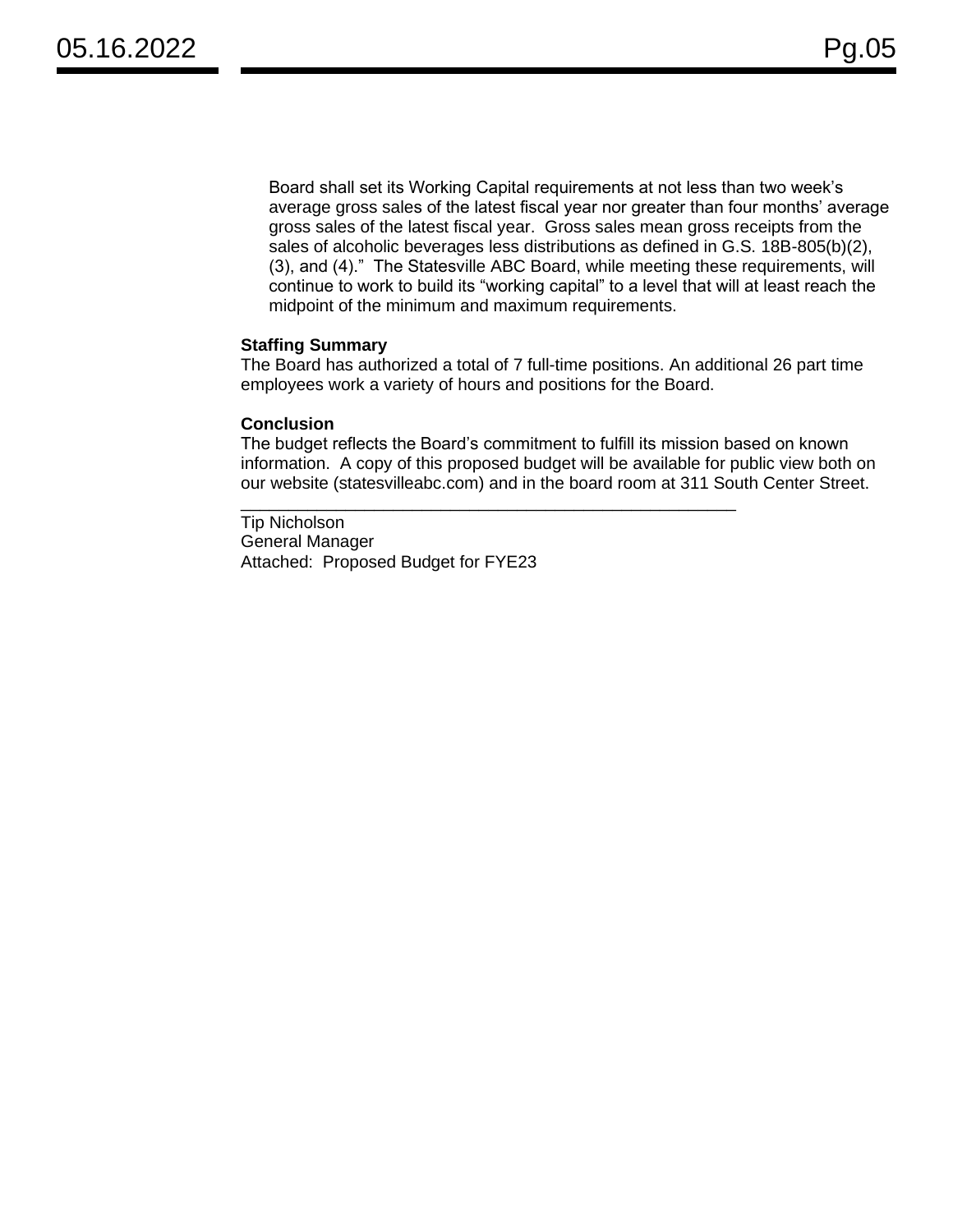Board shall set its Working Capital requirements at not less than two week's average gross sales of the latest fiscal year nor greater than four months' average gross sales of the latest fiscal year. Gross sales mean gross receipts from the sales of alcoholic beverages less distributions as defined in G.S. 18B-805(b)(2), (3), and (4)." The Statesville ABC Board, while meeting these requirements, will continue to work to build its "working capital" to a level that will at least reach the midpoint of the minimum and maximum requirements.

**Staffing Summary**

The Board has authorized a total of 7 full-time positions. An additional 26 part time employees work a variety of hours and positions for the Board.

**Conclusion**

The budget reflects the Board's commitment to fulfill its mission based on known information. A copy of this proposed budget will be available for public view both on our website (statesvilleabc.com) and in the board room at 311 South Center Street.

_____________________________________________________

Tip Nicholson
General Manager
Attached: Proposed Budget for FYE23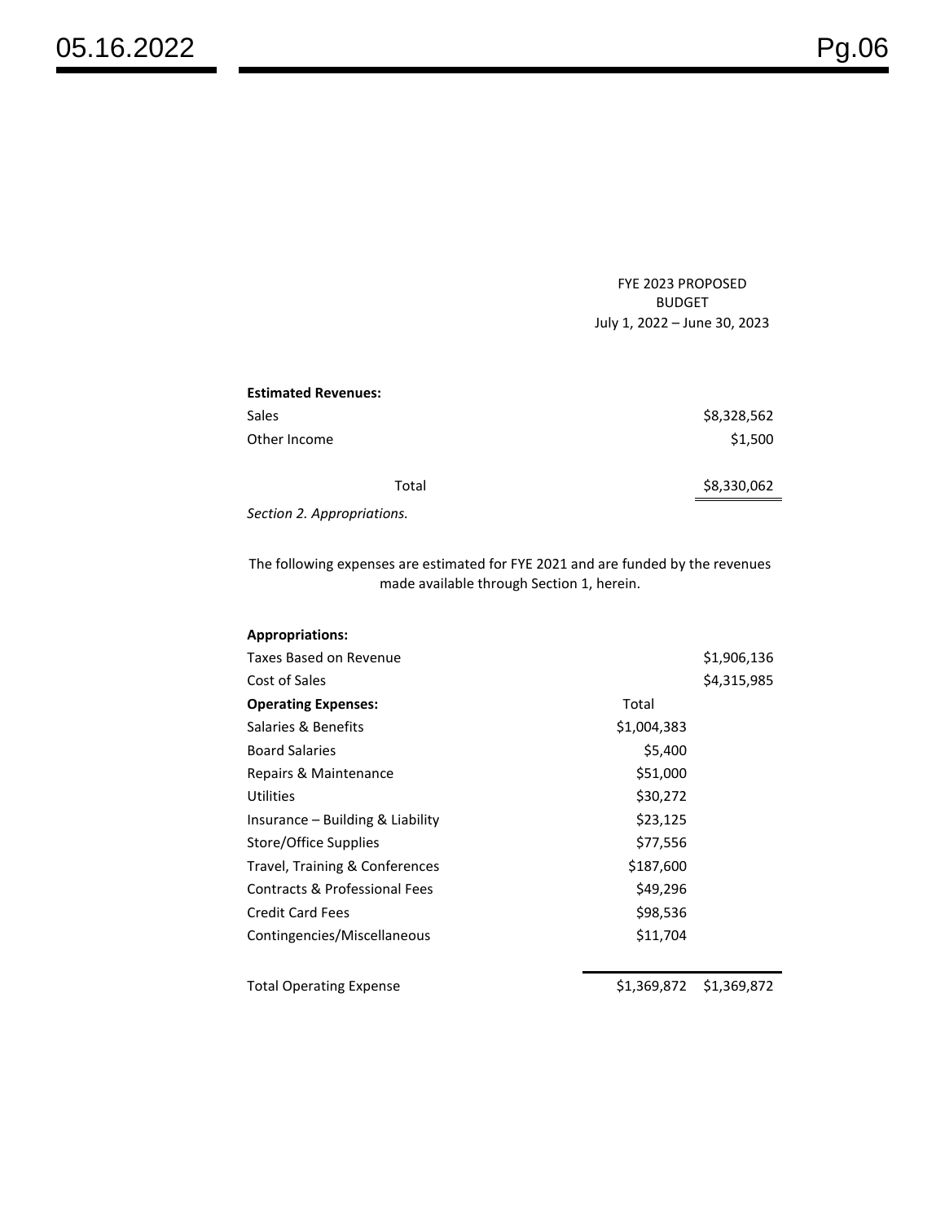FYE 2023 PROPOSED BUDGET
July 1, 2022 – June 30, 2023

| | |
|---|---|
| **Estimated Revenues:** | |
| Sales | $8,328,562 |
| Other Income | $1,500 |
| Total | $8,330,062 |

*Section 2. Appropriations.*

The following expenses are estimated for FYE 2021 and are funded by the revenues made available through Section 1, herein.

| | | |
|---|---|---|
| **Appropriations:** | | |
| Taxes Based on Revenue | | $1,906,136 |
| Cost of Sales | | $4,315,985 |
| **Operating Expenses:** | Total | |
| Salaries & Benefits | $1,004,383 | |
| Board Salaries | $5,400 | |
| Repairs & Maintenance | $51,000 | |
| Utilities | $30,272 | |
| Insurance – Building & Liability | $23,125 | |
| Store/Office Supplies | $77,556 | |
| Travel, Training & Conferences | $187,600 | |
| Contracts & Professional Fees | $49,296 | |
| Credit Card Fees | $98,536 | |
| Contingencies/Miscellaneous | $11,704 | |
| Total Operating Expense | $1,369,872 | $1,369,872 |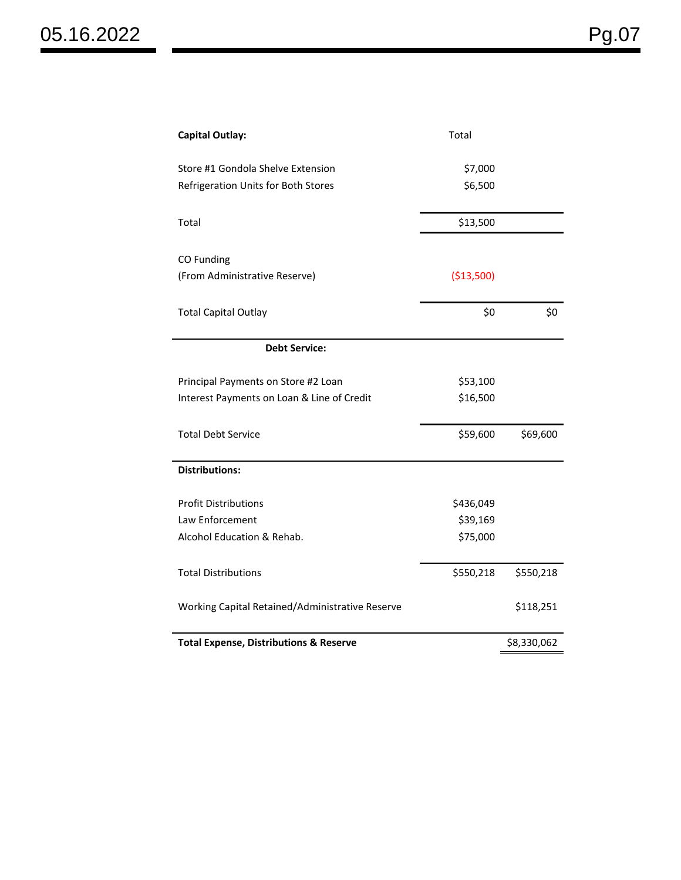| | | |
|---|---|---|
| **Capital Outlay:** | Total | |
| Store #1 Gondola Shelve Extension | $7,000 | |
| Refrigeration Units for Both Stores | $6,500 | |
| Total | $13,500 | |
| CO Funding (From Administrative Reserve) | ($13,500) | |
| Total Capital Outlay | $0 | $0 |
| **Debt Service:** | | |
| Principal Payments on Store #2 Loan | $53,100 | |
| Interest Payments on Loan & Line of Credit | $16,500 | |
| Total Debt Service | $59,600 | $69,600 |
| **Distributions:** | | |
| Profit Distributions | $436,049 | |
| Law Enforcement | $39,169 | |
| Alcohol Education & Rehab. | $75,000 | |
| Total Distributions | $550,218 | $550,218 |
| Working Capital Retained/Administrative Reserve | | $118,251 |
| **Total Expense, Distributions & Reserve** | | $8,330,062 |